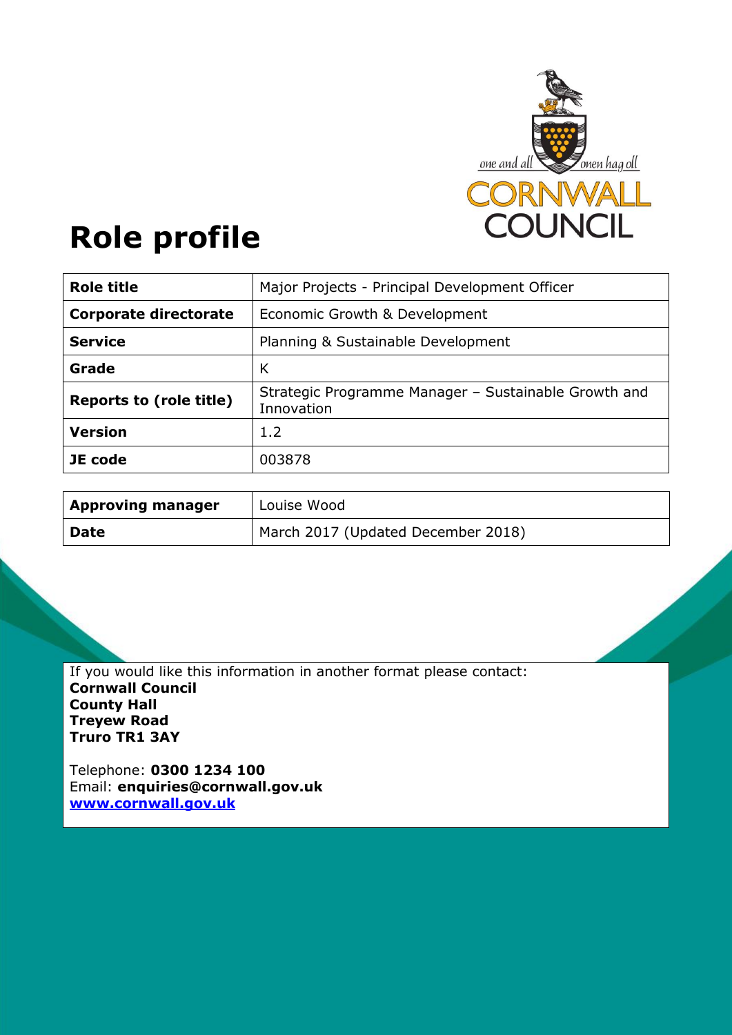# Role profile

| Role title | Major Projects - Principal Development Officer |
|---|---|
| Corporate directorate | Economic Growth & Development |
| Service | Planning & Sustainable Development |
| Grade | K |
| Reports to (role title) | Strategic Programme Manager – Sustainable Growth and Innovation |
| Version | 1.2 |
| JE code | 003878 |

| Approving manager | Louise Wood |
|---|---|
| Date | March 2017 (Updated December 2018) |

If you would like this information in another format please contact:
**Cornwall Council**
**County Hall**
**Treyew Road**
**Truro TR1 3AY**

Telephone: **0300 1234 100**
Email: **enquiries@cornwall.gov.uk**
**www.cornwall.gov.uk**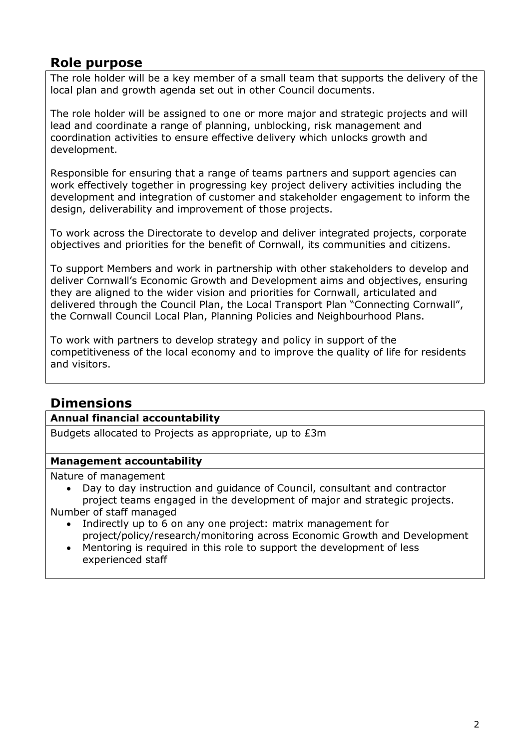## Role purpose

The role holder will be a key member of a small team that supports the delivery of the local plan and growth agenda set out in other Council documents.

The role holder will be assigned to one or more major and strategic projects and will lead and coordinate a range of planning, unblocking, risk management and coordination activities to ensure effective delivery which unlocks growth and development.

Responsible for ensuring that a range of teams partners and support agencies can work effectively together in progressing key project delivery activities including the development and integration of customer and stakeholder engagement to inform the design, deliverability and improvement of those projects.

To work across the Directorate to develop and deliver integrated projects, corporate objectives and priorities for the benefit of Cornwall, its communities and citizens.

To support Members and work in partnership with other stakeholders to develop and deliver Cornwall's Economic Growth and Development aims and objectives, ensuring they are aligned to the wider vision and priorities for Cornwall, articulated and delivered through the Council Plan, the Local Transport Plan "Connecting Cornwall", the Cornwall Council Local Plan, Planning Policies and Neighbourhood Plans.

To work with partners to develop strategy and policy in support of the competitiveness of the local economy and to improve the quality of life for residents and visitors.

## Dimensions

**Annual financial accountability**

Budgets allocated to Projects as appropriate, up to £3m

**Management accountability**

Nature of management

- Day to day instruction and guidance of Council, consultant and contractor project teams engaged in the development of major and strategic projects.

Number of staff managed

- Indirectly up to 6 on any one project: matrix management for project/policy/research/monitoring across Economic Growth and Development
- Mentoring is required in this role to support the development of less experienced staff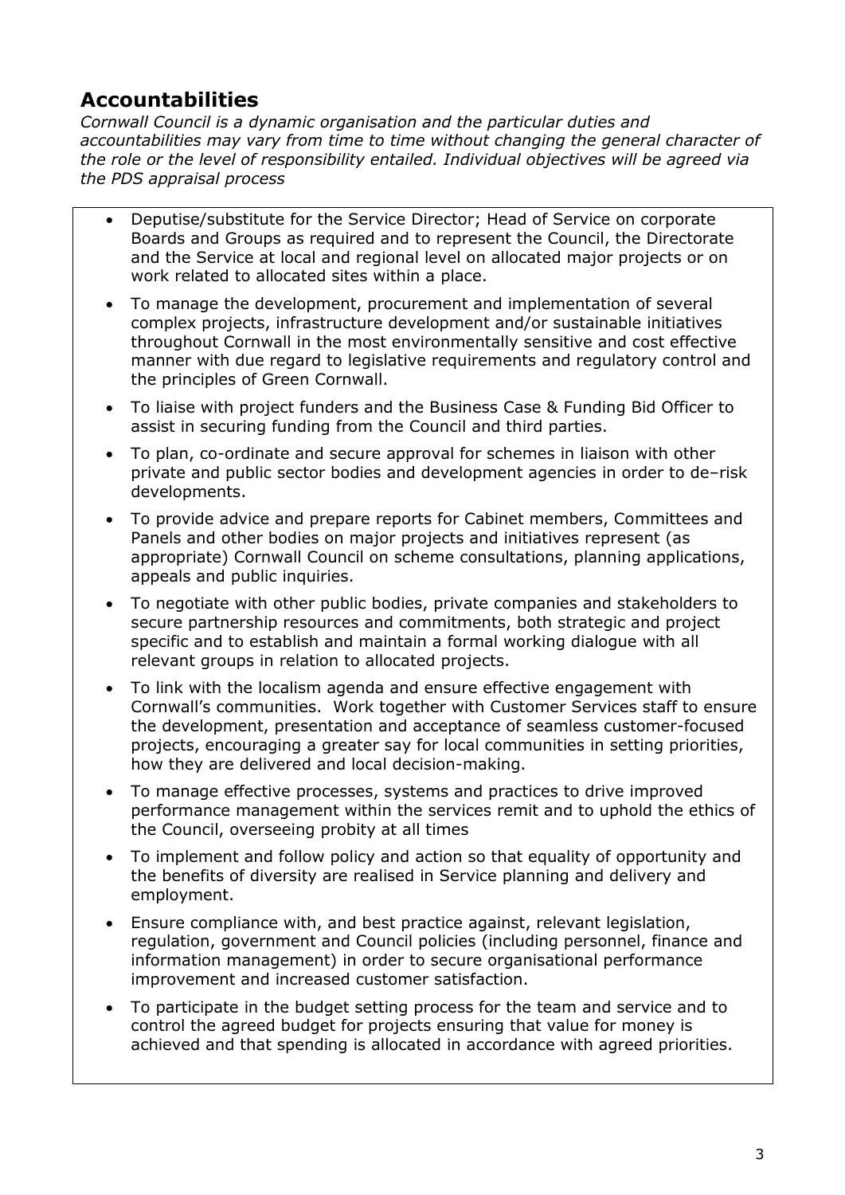## Accountabilities

*Cornwall Council is a dynamic organisation and the particular duties and accountabilities may vary from time to time without changing the general character of the role or the level of responsibility entailed. Individual objectives will be agreed via the PDS appraisal process*

- Deputise/substitute for the Service Director; Head of Service on corporate Boards and Groups as required and to represent the Council, the Directorate and the Service at local and regional level on allocated major projects or on work related to allocated sites within a place.
- To manage the development, procurement and implementation of several complex projects, infrastructure development and/or sustainable initiatives throughout Cornwall in the most environmentally sensitive and cost effective manner with due regard to legislative requirements and regulatory control and the principles of Green Cornwall.
- To liaise with project funders and the Business Case & Funding Bid Officer to assist in securing funding from the Council and third parties.
- To plan, co-ordinate and secure approval for schemes in liaison with other private and public sector bodies and development agencies in order to de–risk developments.
- To provide advice and prepare reports for Cabinet members, Committees and Panels and other bodies on major projects and initiatives represent (as appropriate) Cornwall Council on scheme consultations, planning applications, appeals and public inquiries.
- To negotiate with other public bodies, private companies and stakeholders to secure partnership resources and commitments, both strategic and project specific and to establish and maintain a formal working dialogue with all relevant groups in relation to allocated projects.
- To link with the localism agenda and ensure effective engagement with Cornwall's communities. Work together with Customer Services staff to ensure the development, presentation and acceptance of seamless customer-focused projects, encouraging a greater say for local communities in setting priorities, how they are delivered and local decision-making.
- To manage effective processes, systems and practices to drive improved performance management within the services remit and to uphold the ethics of the Council, overseeing probity at all times
- To implement and follow policy and action so that equality of opportunity and the benefits of diversity are realised in Service planning and delivery and employment.
- Ensure compliance with, and best practice against, relevant legislation, regulation, government and Council policies (including personnel, finance and information management) in order to secure organisational performance improvement and increased customer satisfaction.
- To participate in the budget setting process for the team and service and to control the agreed budget for projects ensuring that value for money is achieved and that spending is allocated in accordance with agreed priorities.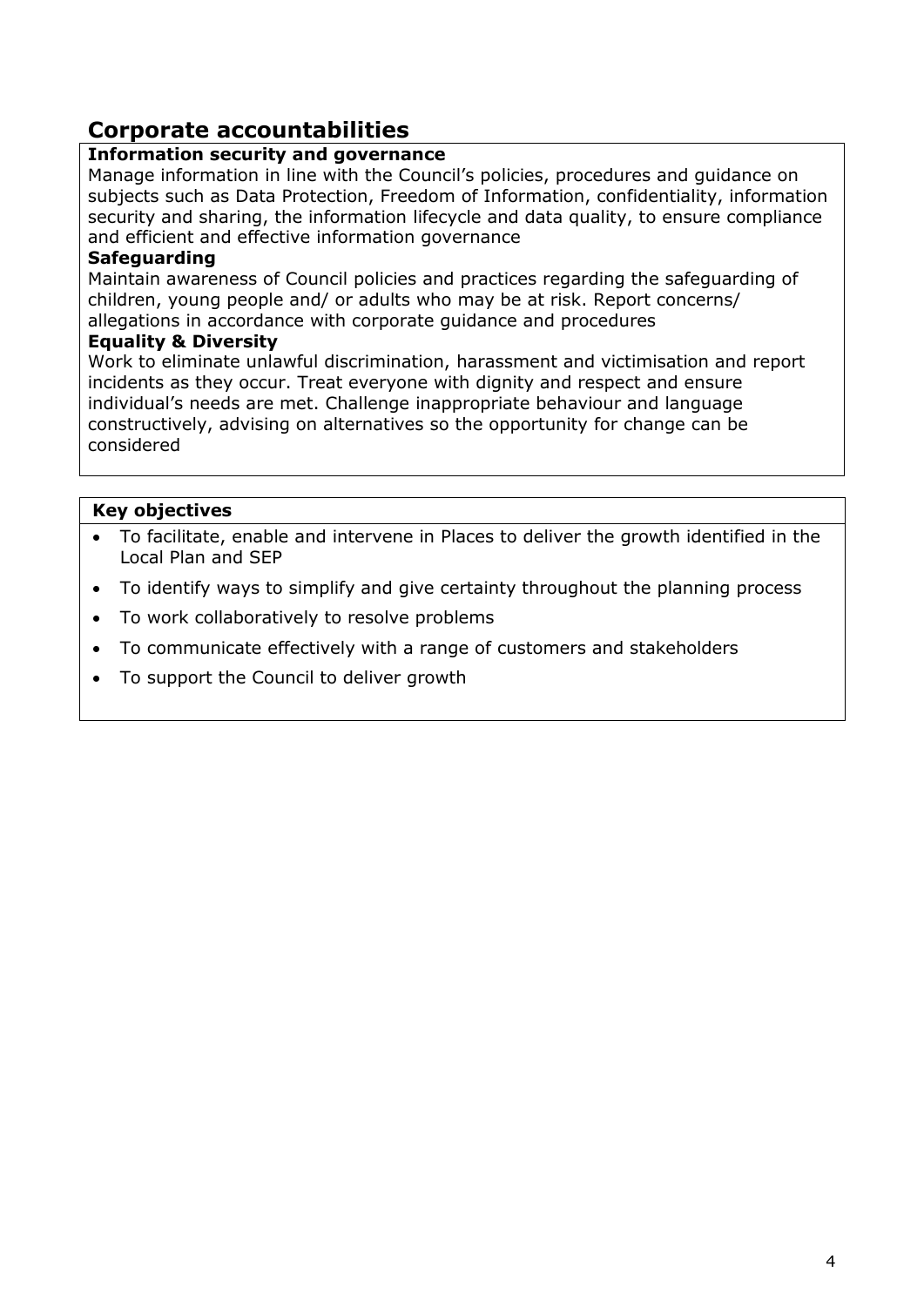## Corporate accountabilities

**Information security and governance**

Manage information in line with the Council's policies, procedures and guidance on subjects such as Data Protection, Freedom of Information, confidentiality, information security and sharing, the information lifecycle and data quality, to ensure compliance and efficient and effective information governance

**Safeguarding**

Maintain awareness of Council policies and practices regarding the safeguarding of children, young people and/ or adults who may be at risk. Report concerns/ allegations in accordance with corporate guidance and procedures

**Equality & Diversity**

Work to eliminate unlawful discrimination, harassment and victimisation and report incidents as they occur. Treat everyone with dignity and respect and ensure individual's needs are met. Challenge inappropriate behaviour and language constructively, advising on alternatives so the opportunity for change can be considered

**Key objectives**

- To facilitate, enable and intervene in Places to deliver the growth identified in the Local Plan and SEP
- To identify ways to simplify and give certainty throughout the planning process
- To work collaboratively to resolve problems
- To communicate effectively with a range of customers and stakeholders
- To support the Council to deliver growth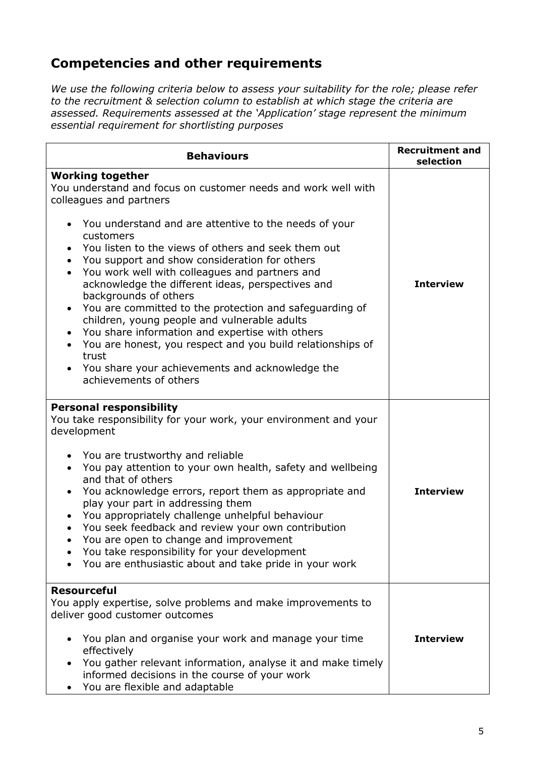## Competencies and other requirements

*We use the following criteria below to assess your suitability for the role; please refer to the recruitment & selection column to establish at which stage the criteria are assessed. Requirements assessed at the 'Application' stage represent the minimum essential requirement for shortlisting purposes*

| Behaviours | Recruitment and selection |
|---|---|
| **Working together**<br>You understand and focus on customer needs and work well with colleagues and partners<br><br>• You understand and are attentive to the needs of your customers<br>• You listen to the views of others and seek them out<br>• You support and show consideration for others<br>• You work well with colleagues and partners and acknowledge the different ideas, perspectives and backgrounds of others<br>• You are committed to the protection and safeguarding of children, young people and vulnerable adults<br>• You share information and expertise with others<br>• You are honest, you respect and you build relationships of trust<br>• You share your achievements and acknowledge the achievements of others | **Interview** |
| **Personal responsibility**<br>You take responsibility for your work, your environment and your development<br><br>• You are trustworthy and reliable<br>• You pay attention to your own health, safety and wellbeing and that of others<br>• You acknowledge errors, report them as appropriate and play your part in addressing them<br>• You appropriately challenge unhelpful behaviour<br>• You seek feedback and review your own contribution<br>• You are open to change and improvement<br>• You take responsibility for your development<br>• You are enthusiastic about and take pride in your work | **Interview** |
| **Resourceful**<br>You apply expertise, solve problems and make improvements to deliver good customer outcomes<br><br>• You plan and organise your work and manage your time effectively<br>• You gather relevant information, analyse it and make timely informed decisions in the course of your work<br>• You are flexible and adaptable | **Interview** |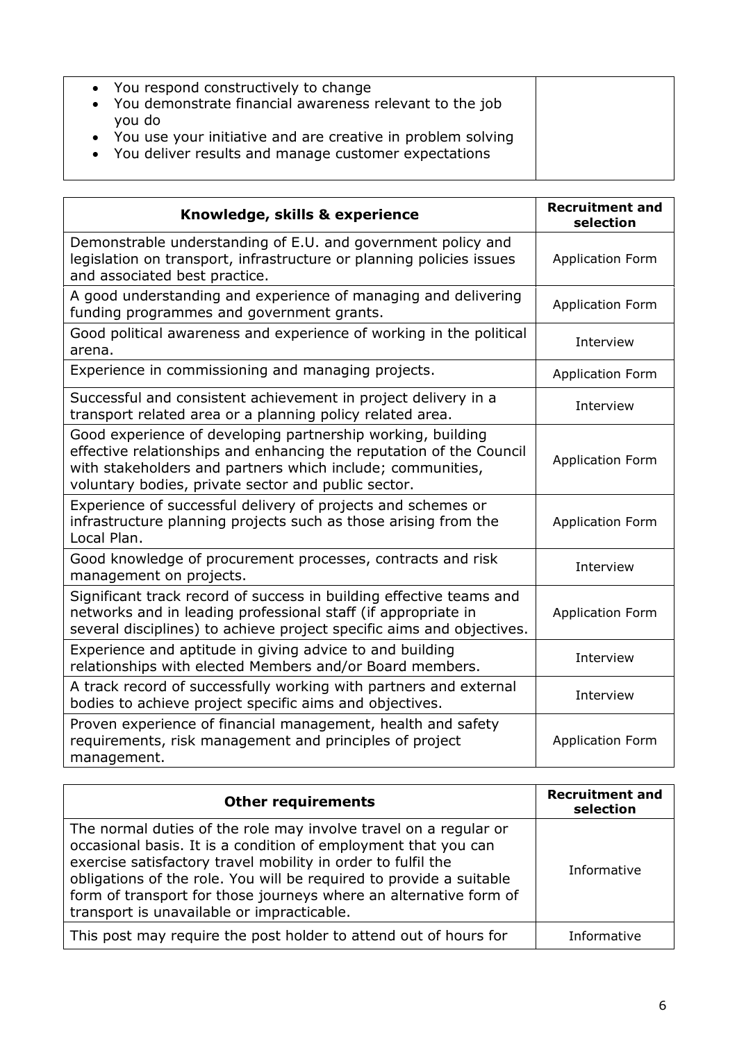| | |
|---|---|
| • You respond constructively to change<br>• You demonstrate financial awareness relevant to the job you do<br>• You use your initiative and are creative in problem solving<br>• You deliver results and manage customer expectations | |

| **Knowledge, skills & experience** | **Recruitment and selection** |
|---|---|
| Demonstrable understanding of E.U. and government policy and legislation on transport, infrastructure or planning policies issues and associated best practice. | Application Form |
| A good understanding and experience of managing and delivering funding programmes and government grants. | Application Form |
| Good political awareness and experience of working in the political arena. | Interview |
| Experience in commissioning and managing projects. | Application Form |
| Successful and consistent achievement in project delivery in a transport related area or a planning policy related area. | Interview |
| Good experience of developing partnership working, building effective relationships and enhancing the reputation of the Council with stakeholders and partners which include; communities, voluntary bodies, private sector and public sector. | Application Form |
| Experience of successful delivery of projects and schemes or infrastructure planning projects such as those arising from the Local Plan. | Application Form |
| Good knowledge of procurement processes, contracts and risk management on projects. | Interview |
| Significant track record of success in building effective teams and networks and in leading professional staff (if appropriate in several disciplines) to achieve project specific aims and objectives. | Application Form |
| Experience and aptitude in giving advice to and building relationships with elected Members and/or Board members. | Interview |
| A track record of successfully working with partners and external bodies to achieve project specific aims and objectives. | Interview |
| Proven experience of financial management, health and safety requirements, risk management and principles of project management. | Application Form |

| **Other requirements** | **Recruitment and selection** |
|---|---|
| The normal duties of the role may involve travel on a regular or occasional basis. It is a condition of employment that you can exercise satisfactory travel mobility in order to fulfil the obligations of the role. You will be required to provide a suitable form of transport for those journeys where an alternative form of transport is unavailable or impracticable. | Informative |
| This post may require the post holder to attend out of hours for | Informative |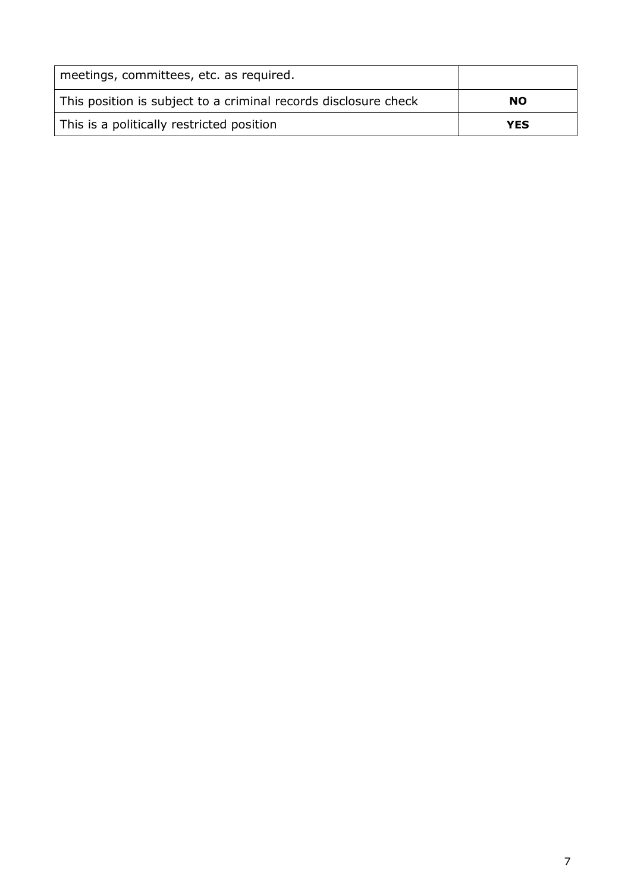| | |
|---|---|
| meetings, committees, etc. as required. | |
| This position is subject to a criminal records disclosure check | **NO** |
| This is a politically restricted position | **YES** |